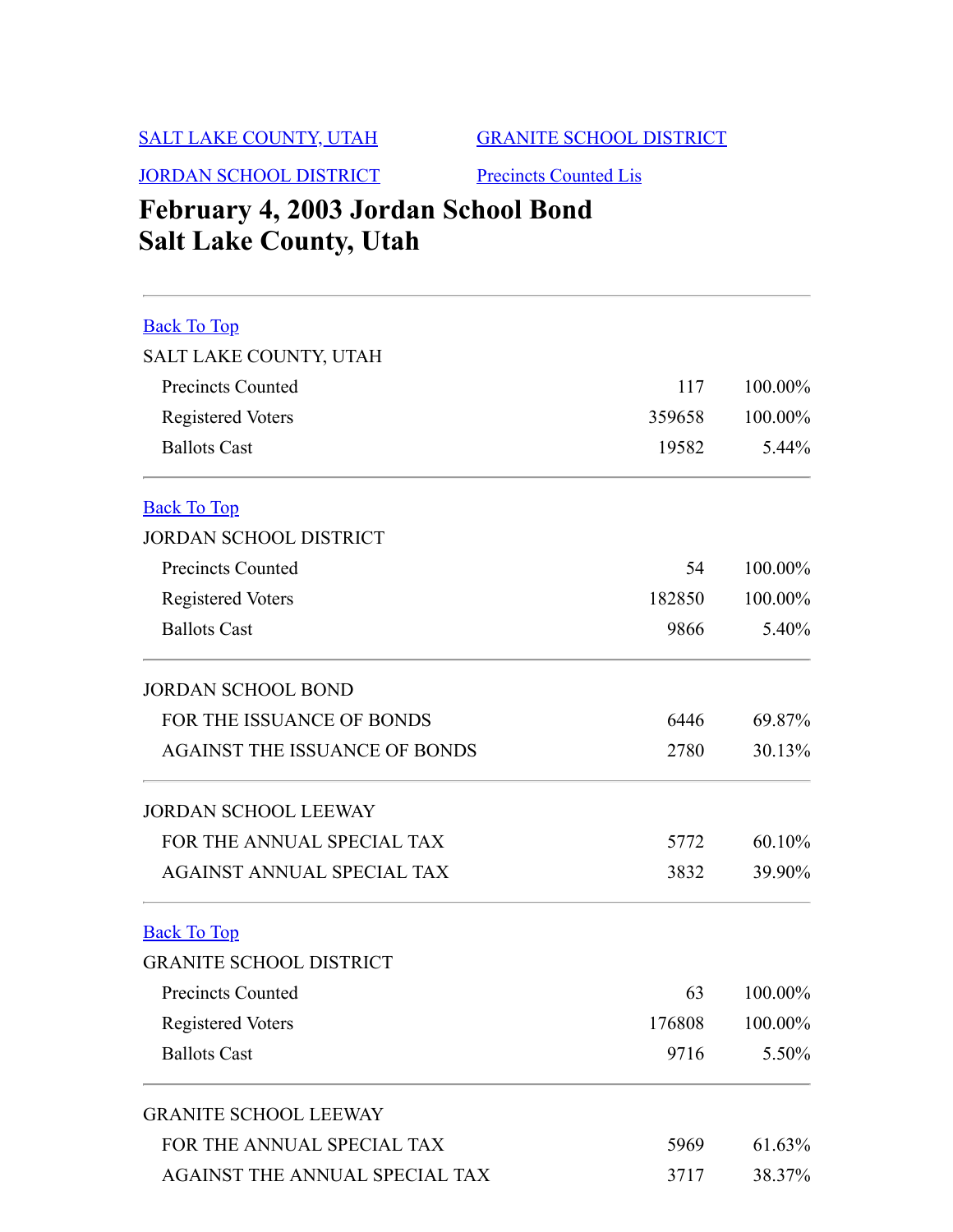SALT LAKE COUNTY, UTAH    GRANITE SCHOOL DISTRICT

JORDAN SCHOOL DISTRICT    Precincts Counted Lis

# February 4, 2003 Jordan School Bond
# Salt Lake County, Utah

---

Back To Top

SALT LAKE COUNTY, UTAH

| | | |
|---|---|---|
| Precincts Counted | 117 | 100.00% |
| Registered Voters | 359658 | 100.00% |
| Ballots Cast | 19582 | 5.44% |

---

Back To Top

JORDAN SCHOOL DISTRICT

| | | |
|---|---|---|
| Precincts Counted | 54 | 100.00% |
| Registered Voters | 182850 | 100.00% |
| Ballots Cast | 9866 | 5.40% |

---

JORDAN SCHOOL BOND

| | | |
|---|---|---|
| FOR THE ISSUANCE OF BONDS | 6446 | 69.87% |
| AGAINST THE ISSUANCE OF BONDS | 2780 | 30.13% |

---

JORDAN SCHOOL LEEWAY

| | | |
|---|---|---|
| FOR THE ANNUAL SPECIAL TAX | 5772 | 60.10% |
| AGAINST ANNUAL SPECIAL TAX | 3832 | 39.90% |

---

Back To Top

GRANITE SCHOOL DISTRICT

| | | |
|---|---|---|
| Precincts Counted | 63 | 100.00% |
| Registered Voters | 176808 | 100.00% |
| Ballots Cast | 9716 | 5.50% |

---

GRANITE SCHOOL LEEWAY

| | | |
|---|---|---|
| FOR THE ANNUAL SPECIAL TAX | 5969 | 61.63% |
| AGAINST THE ANNUAL SPECIAL TAX | 3717 | 38.37% |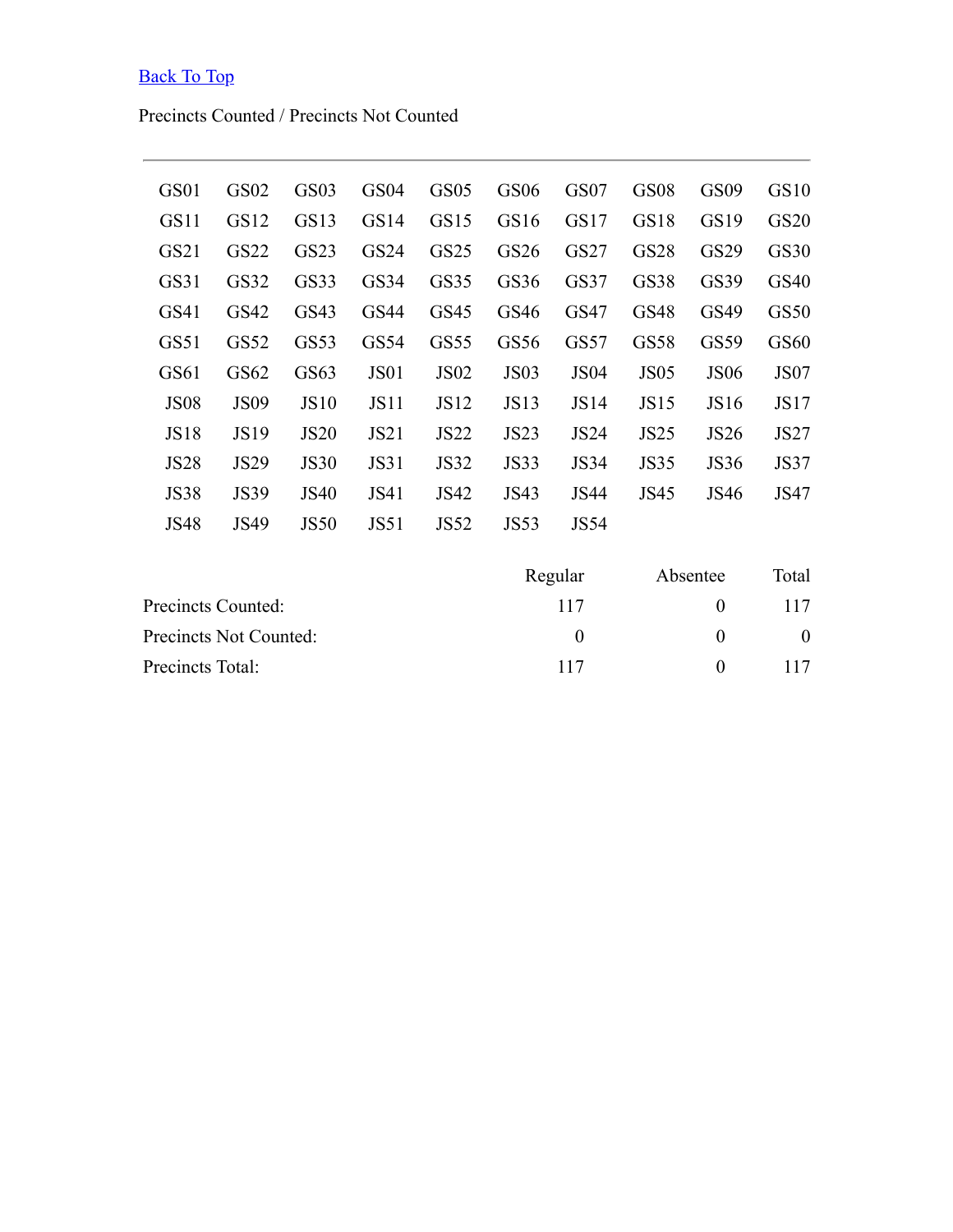[Back To Top]

Precincts Counted / Precincts Not Counted

| | | | | | | | | | |
|---|---|---|---|---|---|---|---|---|---|
| GS01 | GS02 | GS03 | GS04 | GS05 | GS06 | GS07 | GS08 | GS09 | GS10 |
| GS11 | GS12 | GS13 | GS14 | GS15 | GS16 | GS17 | GS18 | GS19 | GS20 |
| GS21 | GS22 | GS23 | GS24 | GS25 | GS26 | GS27 | GS28 | GS29 | GS30 |
| GS31 | GS32 | GS33 | GS34 | GS35 | GS36 | GS37 | GS38 | GS39 | GS40 |
| GS41 | GS42 | GS43 | GS44 | GS45 | GS46 | GS47 | GS48 | GS49 | GS50 |
| GS51 | GS52 | GS53 | GS54 | GS55 | GS56 | GS57 | GS58 | GS59 | GS60 |
| GS61 | GS62 | GS63 | JS01 | JS02 | JS03 | JS04 | JS05 | JS06 | JS07 |
| JS08 | JS09 | JS10 | JS11 | JS12 | JS13 | JS14 | JS15 | JS16 | JS17 |
| JS18 | JS19 | JS20 | JS21 | JS22 | JS23 | JS24 | JS25 | JS26 | JS27 |
| JS28 | JS29 | JS30 | JS31 | JS32 | JS33 | JS34 | JS35 | JS36 | JS37 |
| JS38 | JS39 | JS40 | JS41 | JS42 | JS43 | JS44 | JS45 | JS46 | JS47 |
| JS48 | JS49 | JS50 | JS51 | JS52 | JS53 | JS54 | | | |

| | Regular | Absentee | Total |
|---|---|---|---|
| Precincts Counted: | 117 | 0 | 117 |
| Precincts Not Counted: | 0 | 0 | 0 |
| Precincts Total: | 117 | 0 | 117 |